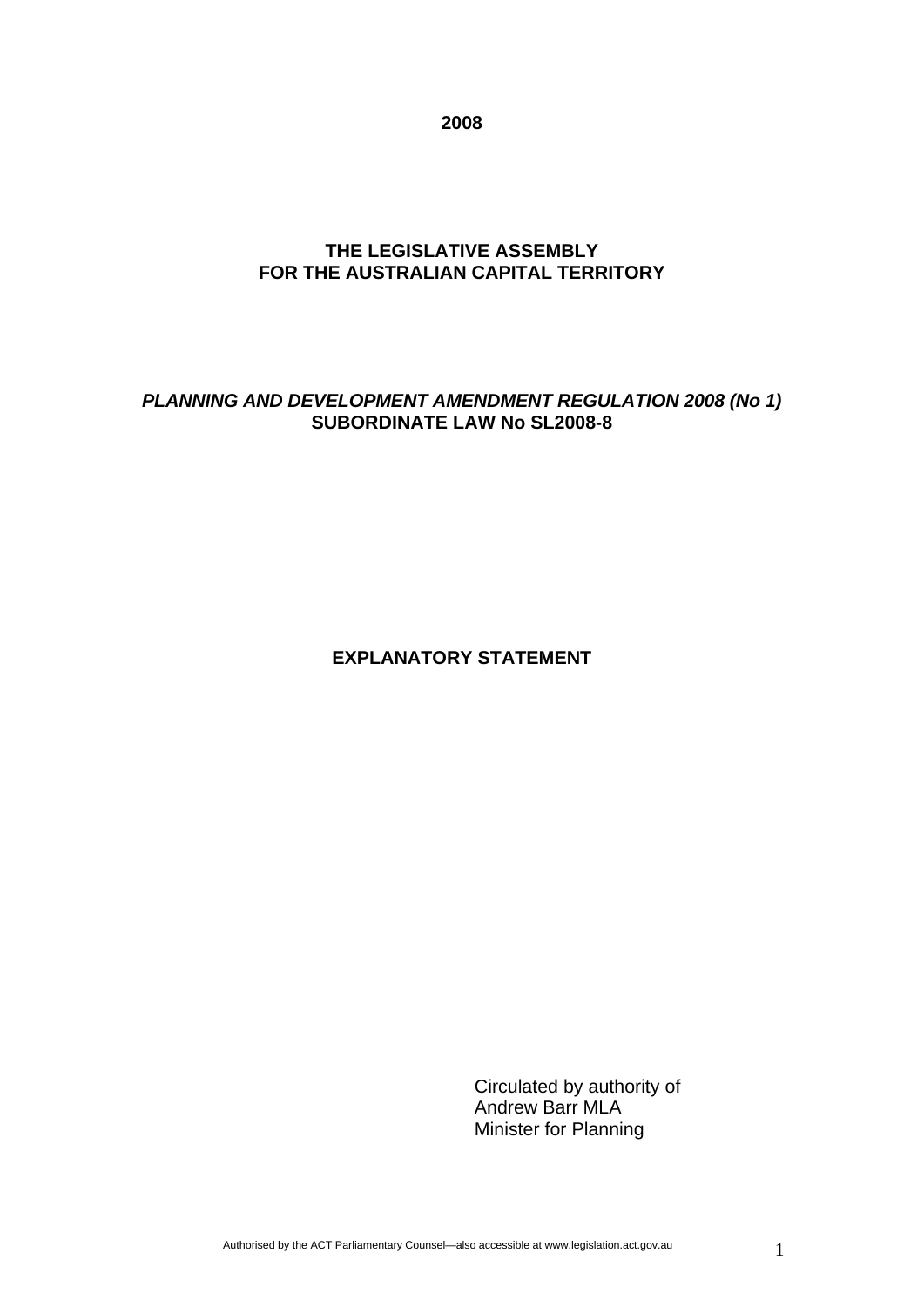**2008**

**THE LEGISLATIVE ASSEMBLY**
**FOR THE AUSTRALIAN CAPITAL TERRITORY**

***PLANNING AND DEVELOPMENT AMENDMENT REGULATION 2008 (No 1)***
**SUBORDINATE LAW No SL2008-8**

**EXPLANATORY STATEMENT**

Circulated by authority of
Andrew Barr MLA
Minister for Planning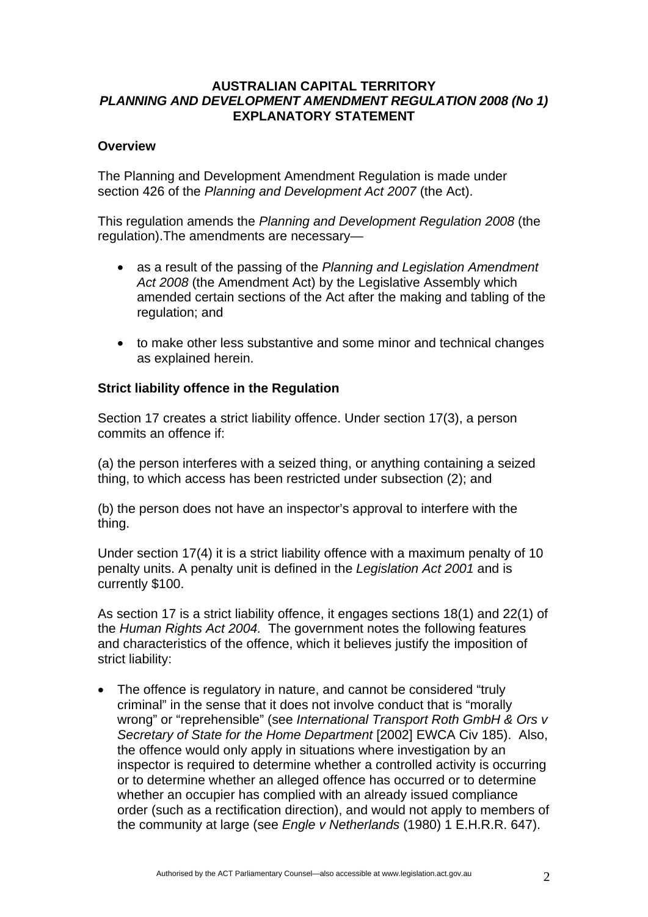**AUSTRALIAN CAPITAL TERRITORY**
***PLANNING AND DEVELOPMENT AMENDMENT REGULATION 2008 (No 1)***
**EXPLANATORY STATEMENT**

## Overview

The Planning and Development Amendment Regulation is made under section 426 of the *Planning and Development Act 2007* (the Act).

This regulation amends the *Planning and Development Regulation 2008* (the regulation).The amendments are necessary—

- as a result of the passing of the *Planning and Legislation Amendment Act 2008* (the Amendment Act) by the Legislative Assembly which amended certain sections of the Act after the making and tabling of the regulation; and
- to make other less substantive and some minor and technical changes as explained herein.

## Strict liability offence in the Regulation

Section 17 creates a strict liability offence. Under section 17(3), a person commits an offence if:

(a) the person interferes with a seized thing, or anything containing a seized thing, to which access has been restricted under subsection (2); and

(b) the person does not have an inspector's approval to interfere with the thing.

Under section 17(4) it is a strict liability offence with a maximum penalty of 10 penalty units. A penalty unit is defined in the *Legislation Act 2001* and is currently $100.

As section 17 is a strict liability offence, it engages sections 18(1) and 22(1) of the *Human Rights Act 2004.* The government notes the following features and characteristics of the offence, which it believes justify the imposition of strict liability:

- The offence is regulatory in nature, and cannot be considered "truly criminal" in the sense that it does not involve conduct that is "morally wrong" or "reprehensible" (see *International Transport Roth GmbH & Ors v Secretary of State for the Home Department* [2002] EWCA Civ 185). Also, the offence would only apply in situations where investigation by an inspector is required to determine whether a controlled activity is occurring or to determine whether an alleged offence has occurred or to determine whether an occupier has complied with an already issued compliance order (such as a rectification direction), and would not apply to members of the community at large (see *Engle v Netherlands* (1980) 1 E.H.R.R. 647).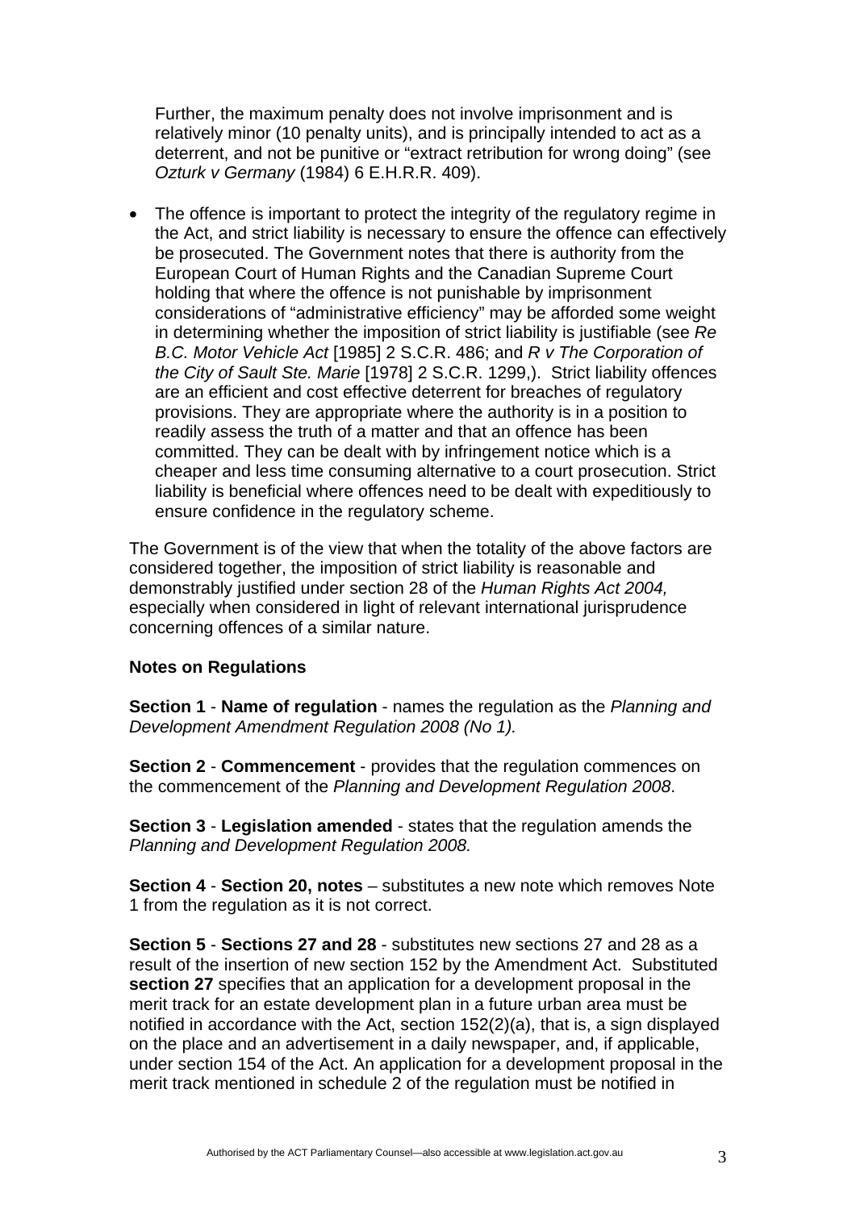Further, the maximum penalty does not involve imprisonment and is relatively minor (10 penalty units), and is principally intended to act as a deterrent, and not be punitive or "extract retribution for wrong doing" (see *Ozturk v Germany* (1984) 6 E.H.R.R. 409).

- The offence is important to protect the integrity of the regulatory regime in the Act, and strict liability is necessary to ensure the offence can effectively be prosecuted. The Government notes that there is authority from the European Court of Human Rights and the Canadian Supreme Court holding that where the offence is not punishable by imprisonment considerations of "administrative efficiency" may be afforded some weight in determining whether the imposition of strict liability is justifiable (see *Re B.C. Motor Vehicle Act* [1985] 2 S.C.R. 486; and *R v The Corporation of the City of Sault Ste. Marie* [1978] 2 S.C.R. 1299,). Strict liability offences are an efficient and cost effective deterrent for breaches of regulatory provisions. They are appropriate where the authority is in a position to readily assess the truth of a matter and that an offence has been committed. They can be dealt with by infringement notice which is a cheaper and less time consuming alternative to a court prosecution. Strict liability is beneficial where offences need to be dealt with expeditiously to ensure confidence in the regulatory scheme.

The Government is of the view that when the totality of the above factors are considered together, the imposition of strict liability is reasonable and demonstrably justified under section 28 of the *Human Rights Act 2004,* especially when considered in light of relevant international jurisprudence concerning offences of a similar nature.

**Notes on Regulations**

**Section 1** - **Name of regulation** - names the regulation as the *Planning and Development Amendment Regulation 2008 (No 1).*

**Section 2** - **Commencement** - provides that the regulation commences on the commencement of the *Planning and Development Regulation 2008*.

**Section 3** - **Legislation amended** - states that the regulation amends the *Planning and Development Regulation 2008.*

**Section 4** - **Section 20, notes** – substitutes a new note which removes Note 1 from the regulation as it is not correct.

**Section 5** - **Sections 27 and 28** - substitutes new sections 27 and 28 as a result of the insertion of new section 152 by the Amendment Act. Substituted **section 27** specifies that an application for a development proposal in the merit track for an estate development plan in a future urban area must be notified in accordance with the Act, section 152(2)(a), that is, a sign displayed on the place and an advertisement in a daily newspaper, and, if applicable, under section 154 of the Act. An application for a development proposal in the merit track mentioned in schedule 2 of the regulation must be notified in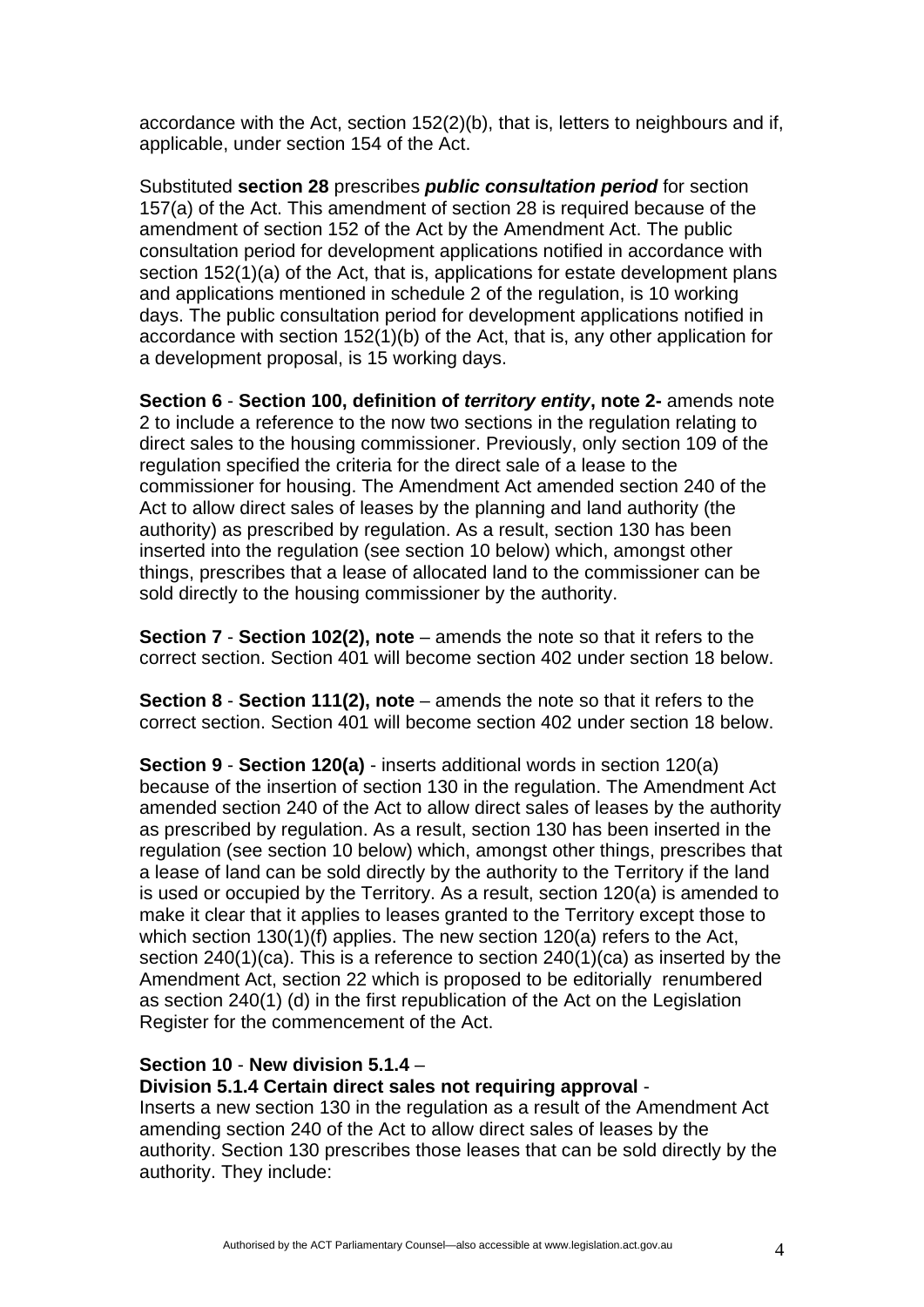accordance with the Act, section 152(2)(b), that is, letters to neighbours and if, applicable, under section 154 of the Act.

Substituted **section 28** prescribes ***public consultation period*** for section 157(a) of the Act. This amendment of section 28 is required because of the amendment of section 152 of the Act by the Amendment Act. The public consultation period for development applications notified in accordance with section 152(1)(a) of the Act, that is, applications for estate development plans and applications mentioned in schedule 2 of the regulation, is 10 working days. The public consultation period for development applications notified in accordance with section 152(1)(b) of the Act, that is, any other application for a development proposal, is 15 working days.

**Section 6** - **Section 100, definition of *territory entity*, note 2-** amends note 2 to include a reference to the now two sections in the regulation relating to direct sales to the housing commissioner. Previously, only section 109 of the regulation specified the criteria for the direct sale of a lease to the commissioner for housing. The Amendment Act amended section 240 of the Act to allow direct sales of leases by the planning and land authority (the authority) as prescribed by regulation. As a result, section 130 has been inserted into the regulation (see section 10 below) which, amongst other things, prescribes that a lease of allocated land to the commissioner can be sold directly to the housing commissioner by the authority.

**Section 7** - **Section 102(2), note** – amends the note so that it refers to the correct section. Section 401 will become section 402 under section 18 below.

**Section 8** - **Section 111(2), note** – amends the note so that it refers to the correct section. Section 401 will become section 402 under section 18 below.

**Section 9** - **Section 120(a)** - inserts additional words in section 120(a) because of the insertion of section 130 in the regulation. The Amendment Act amended section 240 of the Act to allow direct sales of leases by the authority as prescribed by regulation. As a result, section 130 has been inserted in the regulation (see section 10 below) which, amongst other things, prescribes that a lease of land can be sold directly by the authority to the Territory if the land is used or occupied by the Territory. As a result, section 120(a) is amended to make it clear that it applies to leases granted to the Territory except those to which section 130(1)(f) applies. The new section 120(a) refers to the Act, section 240(1)(ca). This is a reference to section 240(1)(ca) as inserted by the Amendment Act, section 22 which is proposed to be editorially renumbered as section 240(1) (d) in the first republication of the Act on the Legislation Register for the commencement of the Act.

**Section 10** - **New division 5.1.4** –
**Division 5.1.4 Certain direct sales not requiring approval** -
Inserts a new section 130 in the regulation as a result of the Amendment Act amending section 240 of the Act to allow direct sales of leases by the authority. Section 130 prescribes those leases that can be sold directly by the authority. They include: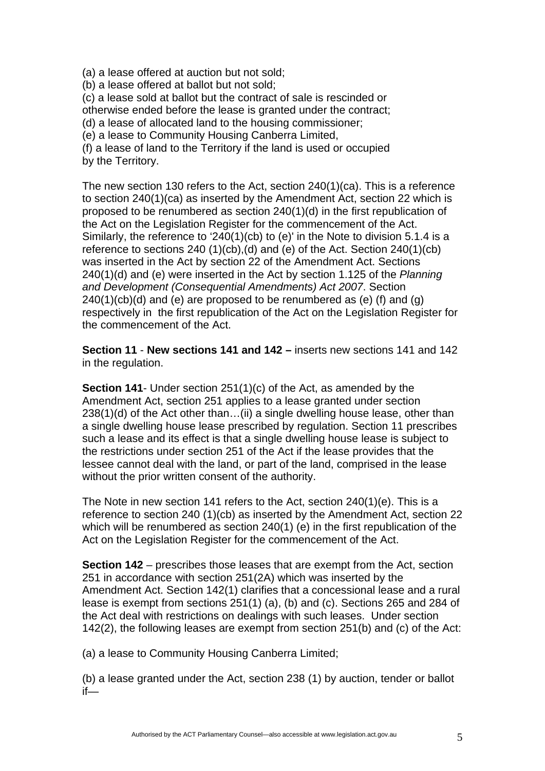(a) a lease offered at auction but not sold;
(b) a lease offered at ballot but not sold;
(c) a lease sold at ballot but the contract of sale is rescinded or otherwise ended before the lease is granted under the contract;
(d) a lease of allocated land to the housing commissioner;
(e) a lease to Community Housing Canberra Limited,
(f) a lease of land to the Territory if the land is used or occupied by the Territory.

The new section 130 refers to the Act, section 240(1)(ca). This is a reference to section 240(1)(ca) as inserted by the Amendment Act, section 22 which is proposed to be renumbered as section 240(1)(d) in the first republication of the Act on the Legislation Register for the commencement of the Act. Similarly, the reference to '240(1)(cb) to (e)' in the Note to division 5.1.4 is a reference to sections 240 (1)(cb),(d) and (e) of the Act. Section 240(1)(cb) was inserted in the Act by section 22 of the Amendment Act. Sections 240(1)(d) and (e) were inserted in the Act by section 1.125 of the *Planning and Development (Consequential Amendments) Act 2007*. Section 240(1)(cb)(d) and (e) are proposed to be renumbered as (e) (f) and (g) respectively in the first republication of the Act on the Legislation Register for the commencement of the Act.

**Section 11** - **New sections 141 and 142 –** inserts new sections 141 and 142 in the regulation.

**Section 141**- Under section 251(1)(c) of the Act, as amended by the Amendment Act, section 251 applies to a lease granted under section 238(1)(d) of the Act other than…(ii) a single dwelling house lease, other than a single dwelling house lease prescribed by regulation. Section 11 prescribes such a lease and its effect is that a single dwelling house lease is subject to the restrictions under section 251 of the Act if the lease provides that the lessee cannot deal with the land, or part of the land, comprised in the lease without the prior written consent of the authority.

The Note in new section 141 refers to the Act, section 240(1)(e). This is a reference to section 240 (1)(cb) as inserted by the Amendment Act, section 22 which will be renumbered as section 240(1) (e) in the first republication of the Act on the Legislation Register for the commencement of the Act.

**Section 142** – prescribes those leases that are exempt from the Act, section 251 in accordance with section 251(2A) which was inserted by the Amendment Act. Section 142(1) clarifies that a concessional lease and a rural lease is exempt from sections 251(1) (a), (b) and (c). Sections 265 and 284 of the Act deal with restrictions on dealings with such leases. Under section 142(2), the following leases are exempt from section 251(b) and (c) of the Act:

(a) a lease to Community Housing Canberra Limited;

(b) a lease granted under the Act, section 238 (1) by auction, tender or ballot if—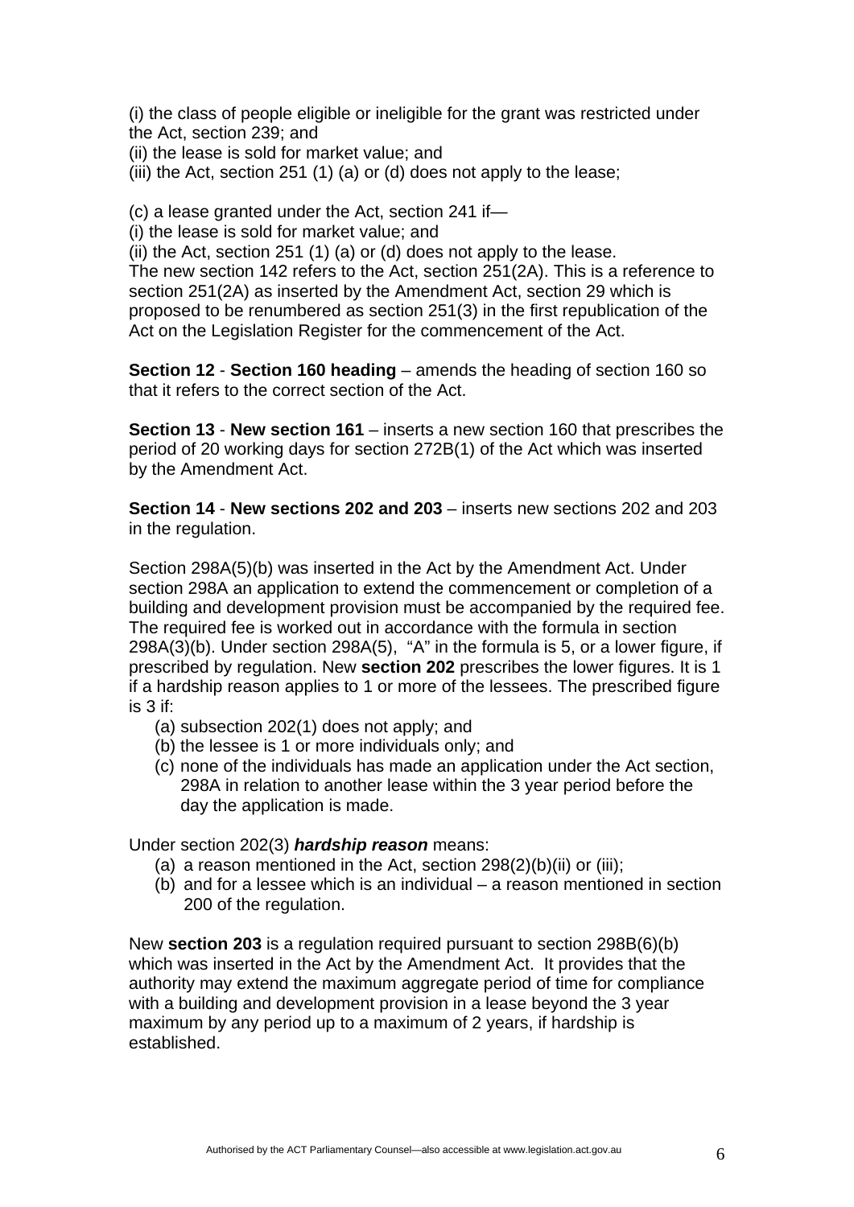(i) the class of people eligible or ineligible for the grant was restricted under the Act, section 239; and

(ii) the lease is sold for market value; and

(iii) the Act, section 251 (1) (a) or (d) does not apply to the lease;

(c) a lease granted under the Act, section 241 if—

(i) the lease is sold for market value; and

(ii) the Act, section 251 (1) (a) or (d) does not apply to the lease.

The new section 142 refers to the Act, section 251(2A). This is a reference to section 251(2A) as inserted by the Amendment Act, section 29 which is proposed to be renumbered as section 251(3) in the first republication of the Act on the Legislation Register for the commencement of the Act.

**Section 12** - **Section 160 heading** – amends the heading of section 160 so that it refers to the correct section of the Act.

**Section 13** - **New section 161** – inserts a new section 160 that prescribes the period of 20 working days for section 272B(1) of the Act which was inserted by the Amendment Act.

**Section 14** - **New sections 202 and 203** – inserts new sections 202 and 203 in the regulation.

Section 298A(5)(b) was inserted in the Act by the Amendment Act. Under section 298A an application to extend the commencement or completion of a building and development provision must be accompanied by the required fee. The required fee is worked out in accordance with the formula in section 298A(3)(b). Under section 298A(5), "A" in the formula is 5, or a lower figure, if prescribed by regulation. New **section 202** prescribes the lower figures. It is 1 if a hardship reason applies to 1 or more of the lessees. The prescribed figure is 3 if:

(a) subsection 202(1) does not apply; and
(b) the lessee is 1 or more individuals only; and
(c) none of the individuals has made an application under the Act section, 298A in relation to another lease within the 3 year period before the day the application is made.

Under section 202(3) ***hardship reason*** means:

(a) a reason mentioned in the Act, section 298(2)(b)(ii) or (iii);
(b) and for a lessee which is an individual – a reason mentioned in section 200 of the regulation.

New **section 203** is a regulation required pursuant to section 298B(6)(b) which was inserted in the Act by the Amendment Act. It provides that the authority may extend the maximum aggregate period of time for compliance with a building and development provision in a lease beyond the 3 year maximum by any period up to a maximum of 2 years, if hardship is established.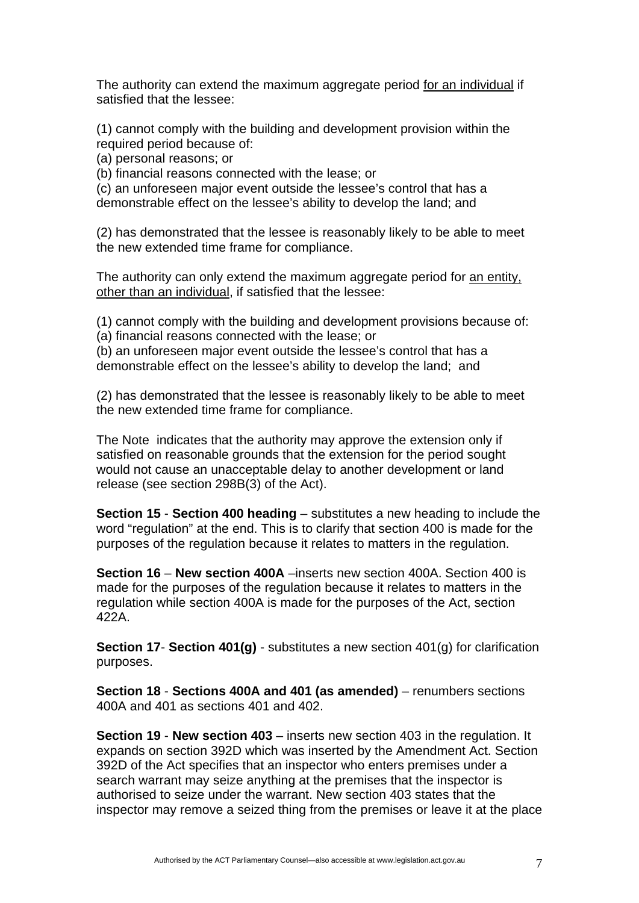The authority can extend the maximum aggregate period for an individual if satisfied that the lessee:

(1) cannot comply with the building and development provision within the required period because of:
(a) personal reasons; or
(b) financial reasons connected with the lease; or
(c) an unforeseen major event outside the lessee's control that has a demonstrable effect on the lessee's ability to develop the land; and

(2) has demonstrated that the lessee is reasonably likely to be able to meet the new extended time frame for compliance.

The authority can only extend the maximum aggregate period for an entity, other than an individual, if satisfied that the lessee:

(1) cannot comply with the building and development provisions because of:
(a) financial reasons connected with the lease; or
(b) an unforeseen major event outside the lessee's control that has a demonstrable effect on the lessee's ability to develop the land; and

(2) has demonstrated that the lessee is reasonably likely to be able to meet the new extended time frame for compliance.

The Note indicates that the authority may approve the extension only if satisfied on reasonable grounds that the extension for the period sought would not cause an unacceptable delay to another development or land release (see section 298B(3) of the Act).

**Section 15** - **Section 400 heading** – substitutes a new heading to include the word "regulation" at the end. This is to clarify that section 400 is made for the purposes of the regulation because it relates to matters in the regulation.

**Section 16** – **New section 400A** –inserts new section 400A. Section 400 is made for the purposes of the regulation because it relates to matters in the regulation while section 400A is made for the purposes of the Act, section 422A.

**Section 17**- **Section 401(g)** - substitutes a new section 401(g) for clarification purposes.

**Section 18** - **Sections 400A and 401 (as amended)** – renumbers sections 400A and 401 as sections 401 and 402.

**Section 19** - **New section 403** – inserts new section 403 in the regulation. It expands on section 392D which was inserted by the Amendment Act. Section 392D of the Act specifies that an inspector who enters premises under a search warrant may seize anything at the premises that the inspector is authorised to seize under the warrant. New section 403 states that the inspector may remove a seized thing from the premises or leave it at the place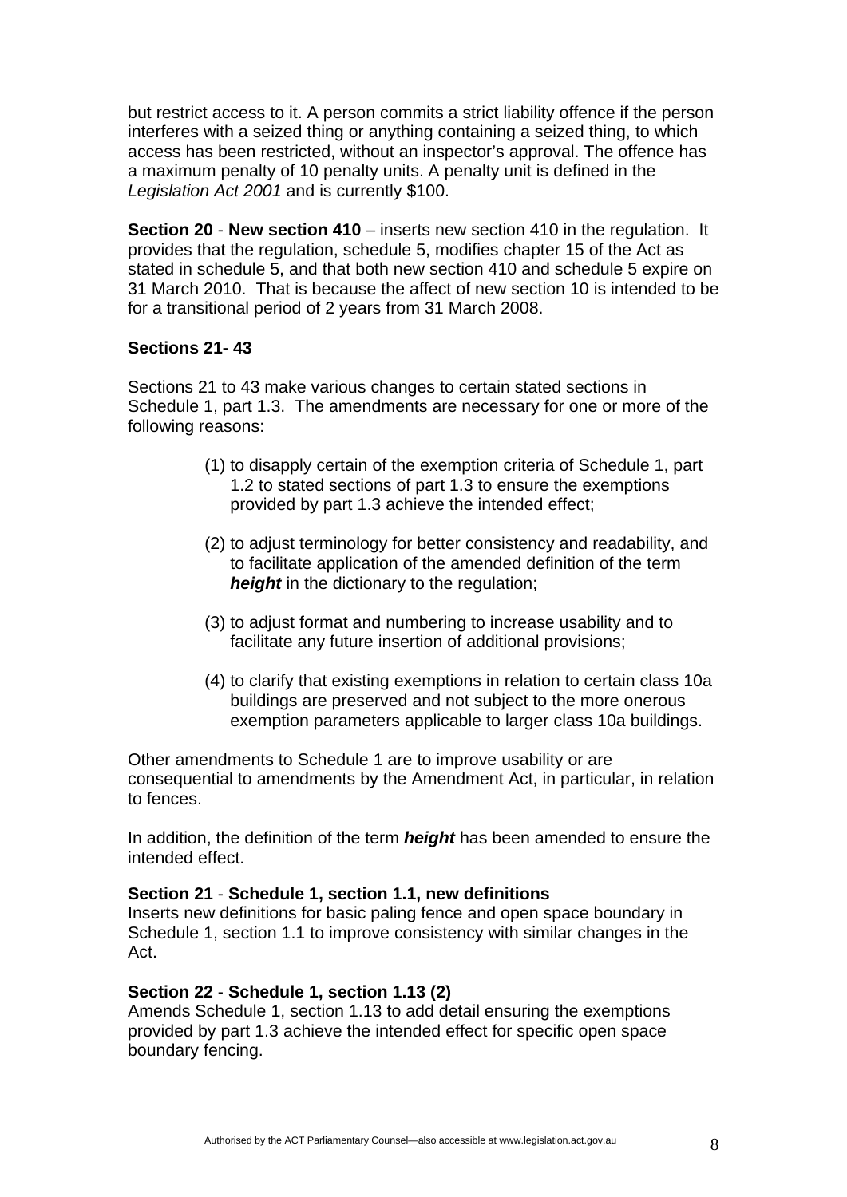but restrict access to it. A person commits a strict liability offence if the person interferes with a seized thing or anything containing a seized thing, to which access has been restricted, without an inspector's approval. The offence has a maximum penalty of 10 penalty units. A penalty unit is defined in the *Legislation Act 2001* and is currently $100.

**Section 20** - **New section 410** – inserts new section 410 in the regulation. It provides that the regulation, schedule 5, modifies chapter 15 of the Act as stated in schedule 5, and that both new section 410 and schedule 5 expire on 31 March 2010. That is because the affect of new section 10 is intended to be for a transitional period of 2 years from 31 March 2008.

**Sections 21- 43**

Sections 21 to 43 make various changes to certain stated sections in Schedule 1, part 1.3. The amendments are necessary for one or more of the following reasons:

(1) to disapply certain of the exemption criteria of Schedule 1, part 1.2 to stated sections of part 1.3 to ensure the exemptions provided by part 1.3 achieve the intended effect;

(2) to adjust terminology for better consistency and readability, and to facilitate application of the amended definition of the term ***height*** in the dictionary to the regulation;

(3) to adjust format and numbering to increase usability and to facilitate any future insertion of additional provisions;

(4) to clarify that existing exemptions in relation to certain class 10a buildings are preserved and not subject to the more onerous exemption parameters applicable to larger class 10a buildings.

Other amendments to Schedule 1 are to improve usability or are consequential to amendments by the Amendment Act, in particular, in relation to fences.

In addition, the definition of the term ***height*** has been amended to ensure the intended effect.

**Section 21** - **Schedule 1, section 1.1, new definitions**
Inserts new definitions for basic paling fence and open space boundary in Schedule 1, section 1.1 to improve consistency with similar changes in the Act.

**Section 22** - **Schedule 1, section 1.13 (2)**
Amends Schedule 1, section 1.13 to add detail ensuring the exemptions provided by part 1.3 achieve the intended effect for specific open space boundary fencing.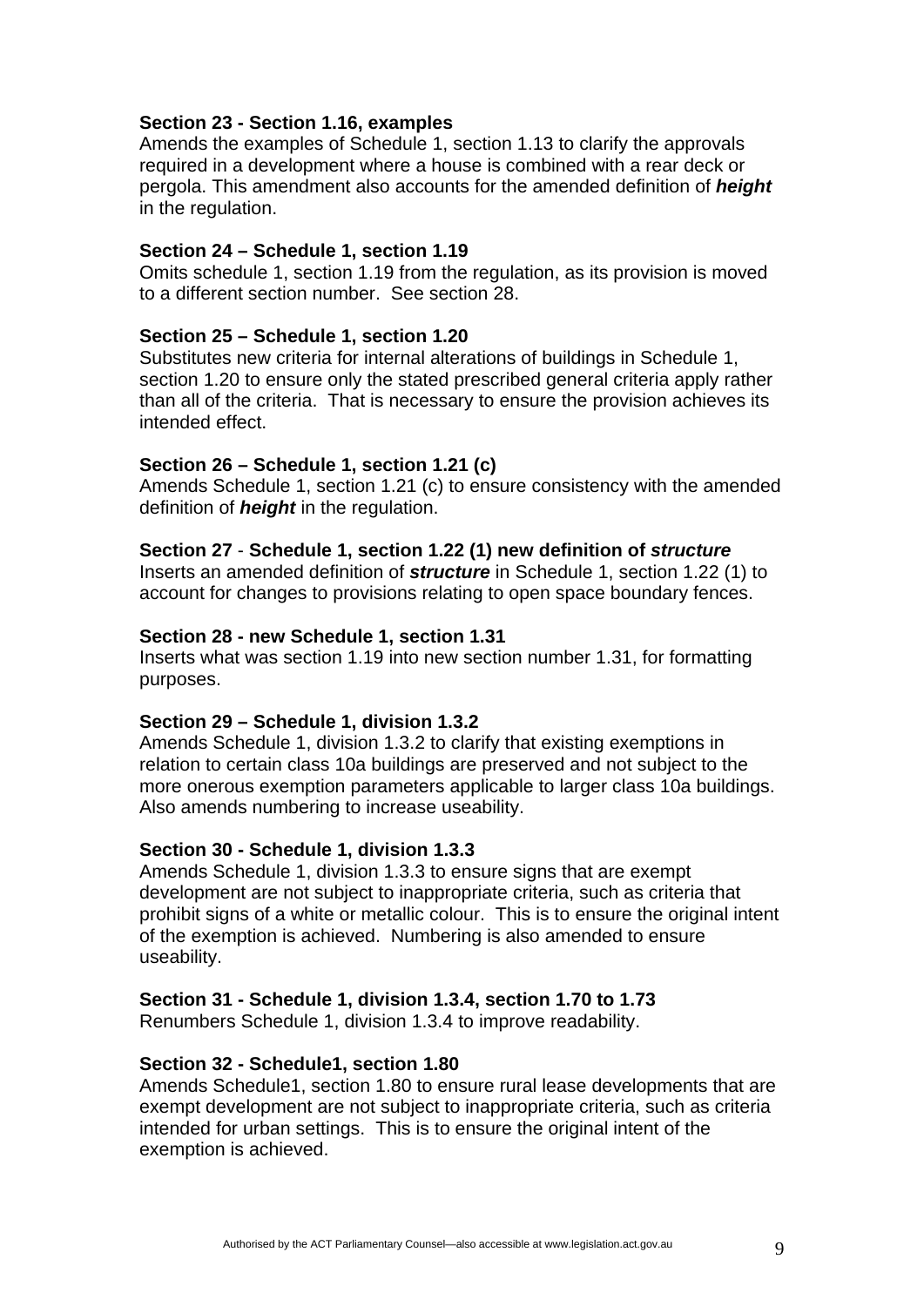**Section 23 - Section 1.16, examples**
Amends the examples of Schedule 1, section 1.13 to clarify the approvals required in a development where a house is combined with a rear deck or pergola. This amendment also accounts for the amended definition of ***height*** in the regulation.

**Section 24 – Schedule 1, section 1.19**
Omits schedule 1, section 1.19 from the regulation, as its provision is moved to a different section number. See section 28.

**Section 25 – Schedule 1, section 1.20**
Substitutes new criteria for internal alterations of buildings in Schedule 1, section 1.20 to ensure only the stated prescribed general criteria apply rather than all of the criteria. That is necessary to ensure the provision achieves its intended effect.

**Section 26 – Schedule 1, section 1.21 (c)**
Amends Schedule 1, section 1.21 (c) to ensure consistency with the amended definition of ***height*** in the regulation.

**Section 27** - **Schedule 1, section 1.22 (1) new definition of *structure***
Inserts an amended definition of ***structure*** in Schedule 1, section 1.22 (1) to account for changes to provisions relating to open space boundary fences.

**Section 28 - new Schedule 1, section 1.31**
Inserts what was section 1.19 into new section number 1.31, for formatting purposes.

**Section 29 – Schedule 1, division 1.3.2**
Amends Schedule 1, division 1.3.2 to clarify that existing exemptions in relation to certain class 10a buildings are preserved and not subject to the more onerous exemption parameters applicable to larger class 10a buildings. Also amends numbering to increase useability.

**Section 30 - Schedule 1, division 1.3.3**
Amends Schedule 1, division 1.3.3 to ensure signs that are exempt development are not subject to inappropriate criteria, such as criteria that prohibit signs of a white or metallic colour. This is to ensure the original intent of the exemption is achieved. Numbering is also amended to ensure useability.

**Section 31 - Schedule 1, division 1.3.4, section 1.70 to 1.73**
Renumbers Schedule 1, division 1.3.4 to improve readability.

**Section 32 - Schedule1, section 1.80**
Amends Schedule1, section 1.80 to ensure rural lease developments that are exempt development are not subject to inappropriate criteria, such as criteria intended for urban settings. This is to ensure the original intent of the exemption is achieved.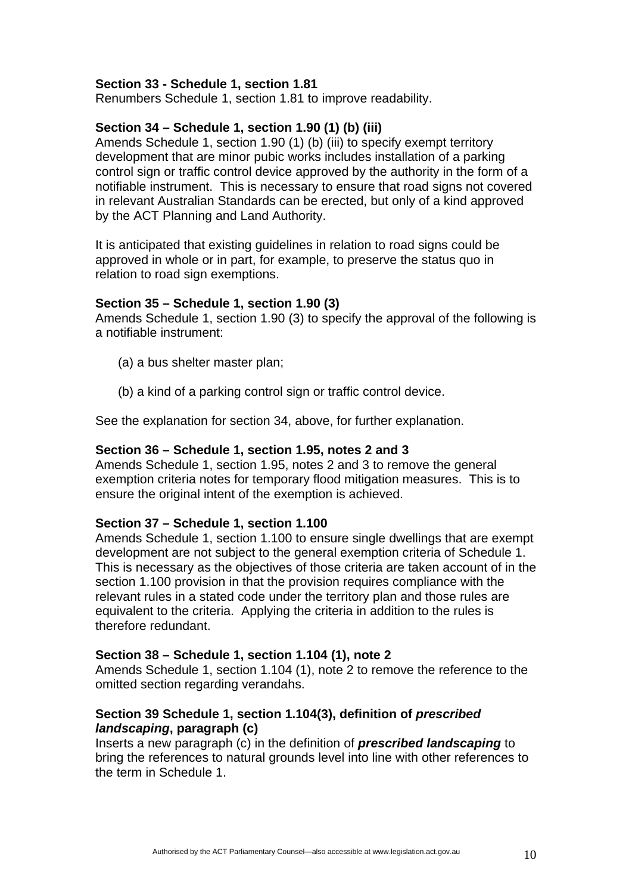**Section 33 - Schedule 1, section 1.81**
Renumbers Schedule 1, section 1.81 to improve readability.

**Section 34 – Schedule 1, section 1.90 (1) (b) (iii)**
Amends Schedule 1, section 1.90 (1) (b) (iii) to specify exempt territory development that are minor pubic works includes installation of a parking control sign or traffic control device approved by the authority in the form of a notifiable instrument. This is necessary to ensure that road signs not covered in relevant Australian Standards can be erected, but only of a kind approved by the ACT Planning and Land Authority.

It is anticipated that existing guidelines in relation to road signs could be approved in whole or in part, for example, to preserve the status quo in relation to road sign exemptions.

**Section 35 – Schedule 1, section 1.90 (3)**
Amends Schedule 1, section 1.90 (3) to specify the approval of the following is a notifiable instrument:

(a) a bus shelter master plan;

(b) a kind of a parking control sign or traffic control device.

See the explanation for section 34, above, for further explanation.

**Section 36 – Schedule 1, section 1.95, notes 2 and 3**
Amends Schedule 1, section 1.95, notes 2 and 3 to remove the general exemption criteria notes for temporary flood mitigation measures. This is to ensure the original intent of the exemption is achieved.

**Section 37 – Schedule 1, section 1.100**
Amends Schedule 1, section 1.100 to ensure single dwellings that are exempt development are not subject to the general exemption criteria of Schedule 1. This is necessary as the objectives of those criteria are taken account of in the section 1.100 provision in that the provision requires compliance with the relevant rules in a stated code under the territory plan and those rules are equivalent to the criteria. Applying the criteria in addition to the rules is therefore redundant.

**Section 38 – Schedule 1, section 1.104 (1), note 2**
Amends Schedule 1, section 1.104 (1), note 2 to remove the reference to the omitted section regarding verandahs.

**Section 39 Schedule 1, section 1.104(3), definition of *prescribed landscaping*, paragraph (c)**
Inserts a new paragraph (c) in the definition of ***prescribed landscaping*** to bring the references to natural grounds level into line with other references to the term in Schedule 1.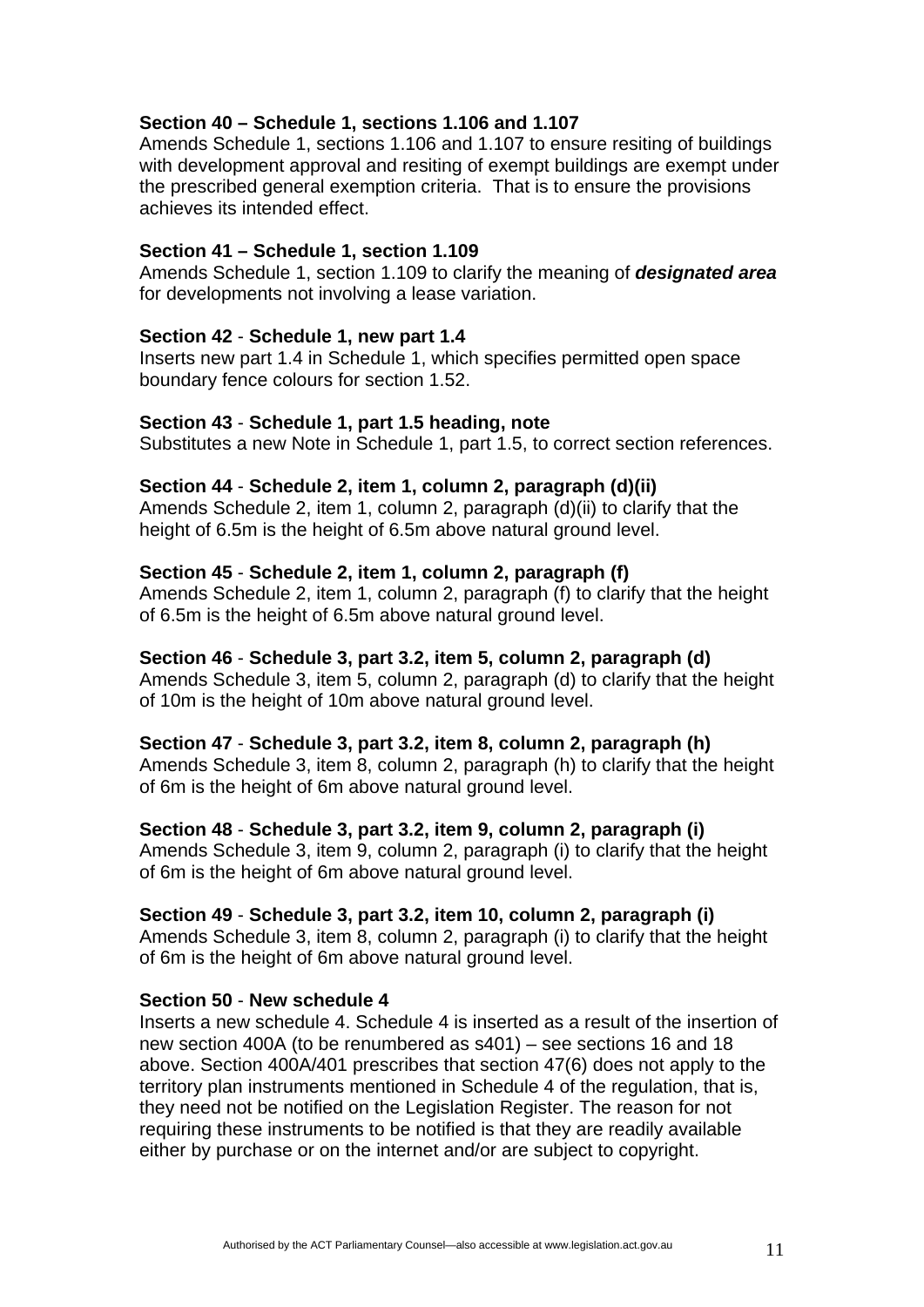**Section 40 – Schedule 1, sections 1.106 and 1.107**

Amends Schedule 1, sections 1.106 and 1.107 to ensure resiting of buildings with development approval and resiting of exempt buildings are exempt under the prescribed general exemption criteria. That is to ensure the provisions achieves its intended effect.

**Section 41 – Schedule 1, section 1.109**

Amends Schedule 1, section 1.109 to clarify the meaning of ***designated area*** for developments not involving a lease variation.

**Section 42** - **Schedule 1, new part 1.4**

Inserts new part 1.4 in Schedule 1, which specifies permitted open space boundary fence colours for section 1.52.

**Section 43** - **Schedule 1, part 1.5 heading, note**

Substitutes a new Note in Schedule 1, part 1.5, to correct section references.

**Section 44** - **Schedule 2, item 1, column 2, paragraph (d)(ii)**

Amends Schedule 2, item 1, column 2, paragraph (d)(ii) to clarify that the height of 6.5m is the height of 6.5m above natural ground level.

**Section 45** - **Schedule 2, item 1, column 2, paragraph (f)**

Amends Schedule 2, item 1, column 2, paragraph (f) to clarify that the height of 6.5m is the height of 6.5m above natural ground level.

**Section 46** - **Schedule 3, part 3.2, item 5, column 2, paragraph (d)**

Amends Schedule 3, item 5, column 2, paragraph (d) to clarify that the height of 10m is the height of 10m above natural ground level.

**Section 47** - **Schedule 3, part 3.2, item 8, column 2, paragraph (h)**

Amends Schedule 3, item 8, column 2, paragraph (h) to clarify that the height of 6m is the height of 6m above natural ground level.

**Section 48** - **Schedule 3, part 3.2, item 9, column 2, paragraph (i)**

Amends Schedule 3, item 9, column 2, paragraph (i) to clarify that the height of 6m is the height of 6m above natural ground level.

**Section 49** - **Schedule 3, part 3.2, item 10, column 2, paragraph (i)**

Amends Schedule 3, item 8, column 2, paragraph (i) to clarify that the height of 6m is the height of 6m above natural ground level.

**Section 50** - **New schedule 4**

Inserts a new schedule 4. Schedule 4 is inserted as a result of the insertion of new section 400A (to be renumbered as s401) – see sections 16 and 18 above. Section 400A/401 prescribes that section 47(6) does not apply to the territory plan instruments mentioned in Schedule 4 of the regulation, that is, they need not be notified on the Legislation Register. The reason for not requiring these instruments to be notified is that they are readily available either by purchase or on the internet and/or are subject to copyright.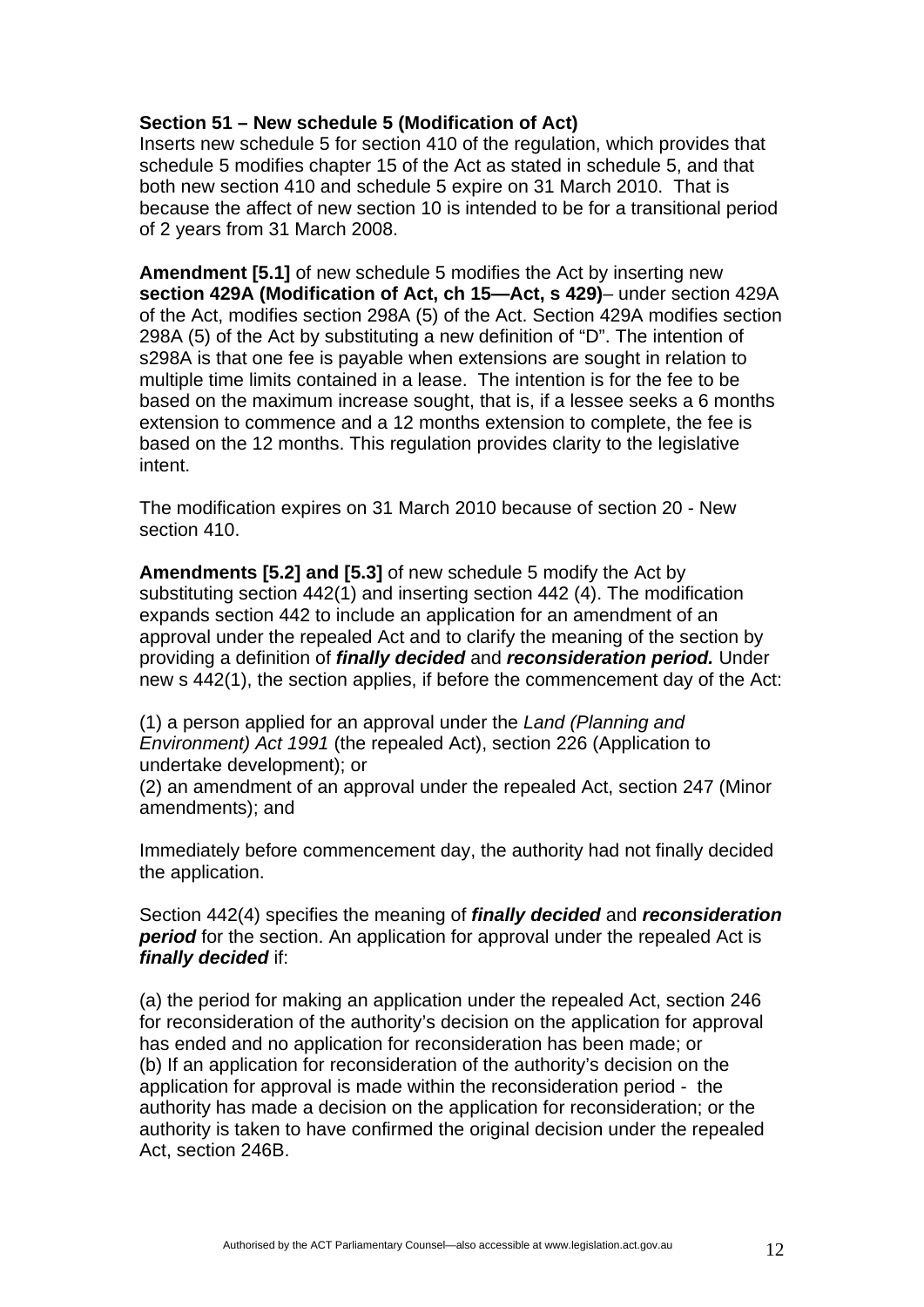**Section 51 – New schedule 5 (Modification of Act)**
Inserts new schedule 5 for section 410 of the regulation, which provides that schedule 5 modifies chapter 15 of the Act as stated in schedule 5, and that both new section 410 and schedule 5 expire on 31 March 2010. That is because the affect of new section 10 is intended to be for a transitional period of 2 years from 31 March 2008.

**Amendment [5.1]** of new schedule 5 modifies the Act by inserting new **section 429A (Modification of Act, ch 15—Act, s 429)**– under section 429A of the Act, modifies section 298A (5) of the Act. Section 429A modifies section 298A (5) of the Act by substituting a new definition of "D". The intention of s298A is that one fee is payable when extensions are sought in relation to multiple time limits contained in a lease. The intention is for the fee to be based on the maximum increase sought, that is, if a lessee seeks a 6 months extension to commence and a 12 months extension to complete, the fee is based on the 12 months. This regulation provides clarity to the legislative intent.

The modification expires on 31 March 2010 because of section 20 - New section 410.

**Amendments [5.2] and [5.3]** of new schedule 5 modify the Act by substituting section 442(1) and inserting section 442 (4). The modification expands section 442 to include an application for an amendment of an approval under the repealed Act and to clarify the meaning of the section by providing a definition of ***finally decided*** and ***reconsideration period.*** Under new s 442(1), the section applies, if before the commencement day of the Act:

(1) a person applied for an approval under the *Land (Planning and Environment) Act 1991* (the repealed Act), section 226 (Application to undertake development); or
(2) an amendment of an approval under the repealed Act, section 247 (Minor amendments); and

Immediately before commencement day, the authority had not finally decided the application.

Section 442(4) specifies the meaning of ***finally decided*** and ***reconsideration period*** for the section. An application for approval under the repealed Act is ***finally decided*** if:

(a) the period for making an application under the repealed Act, section 246 for reconsideration of the authority's decision on the application for approval has ended and no application for reconsideration has been made; or
(b) If an application for reconsideration of the authority's decision on the application for approval is made within the reconsideration period - the authority has made a decision on the application for reconsideration; or the authority is taken to have confirmed the original decision under the repealed Act, section 246B.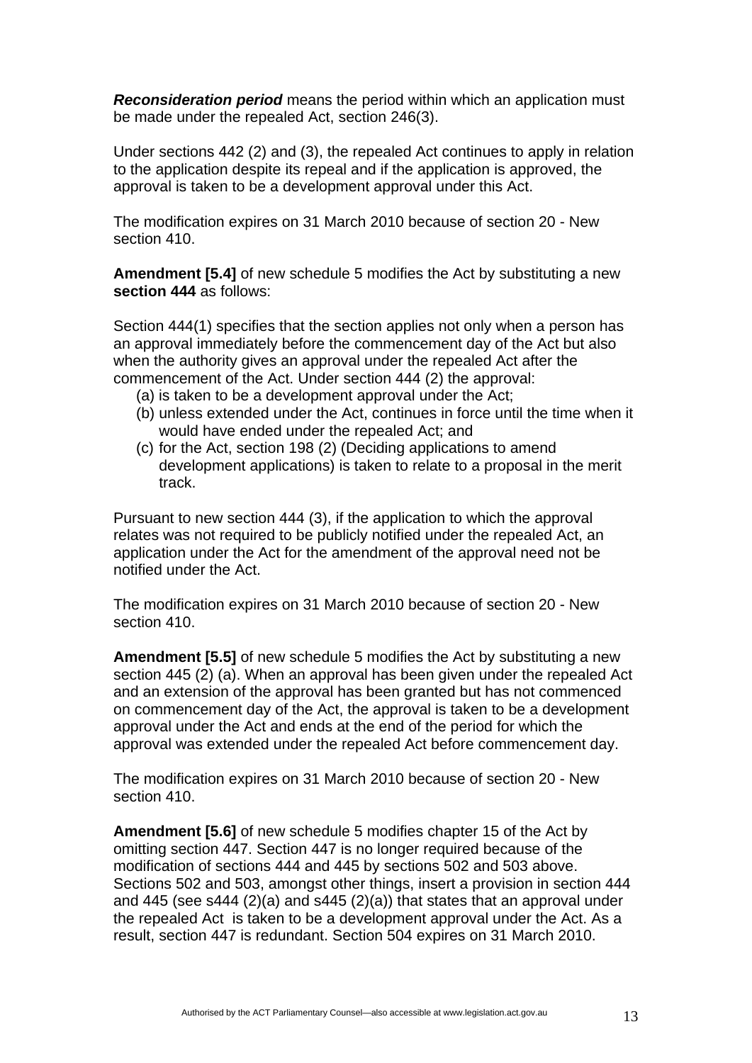***Reconsideration period*** means the period within which an application must be made under the repealed Act, section 246(3).

Under sections 442 (2) and (3), the repealed Act continues to apply in relation to the application despite its repeal and if the application is approved, the approval is taken to be a development approval under this Act.

The modification expires on 31 March 2010 because of section 20 - New section 410.

**Amendment [5.4]** of new schedule 5 modifies the Act by substituting a new **section 444** as follows:

Section 444(1) specifies that the section applies not only when a person has an approval immediately before the commencement day of the Act but also when the authority gives an approval under the repealed Act after the commencement of the Act. Under section 444 (2) the approval:

- (a) is taken to be a development approval under the Act;
- (b) unless extended under the Act, continues in force until the time when it would have ended under the repealed Act; and
- (c) for the Act, section 198 (2) (Deciding applications to amend development applications) is taken to relate to a proposal in the merit track.

Pursuant to new section 444 (3), if the application to which the approval relates was not required to be publicly notified under the repealed Act, an application under the Act for the amendment of the approval need not be notified under the Act.

The modification expires on 31 March 2010 because of section 20 - New section 410.

**Amendment [5.5]** of new schedule 5 modifies the Act by substituting a new section 445 (2) (a). When an approval has been given under the repealed Act and an extension of the approval has been granted but has not commenced on commencement day of the Act, the approval is taken to be a development approval under the Act and ends at the end of the period for which the approval was extended under the repealed Act before commencement day.

The modification expires on 31 March 2010 because of section 20 - New section 410.

**Amendment [5.6]** of new schedule 5 modifies chapter 15 of the Act by omitting section 447. Section 447 is no longer required because of the modification of sections 444 and 445 by sections 502 and 503 above. Sections 502 and 503, amongst other things, insert a provision in section 444 and 445 (see s444 (2)(a) and s445 (2)(a)) that states that an approval under the repealed Act is taken to be a development approval under the Act. As a result, section 447 is redundant. Section 504 expires on 31 March 2010.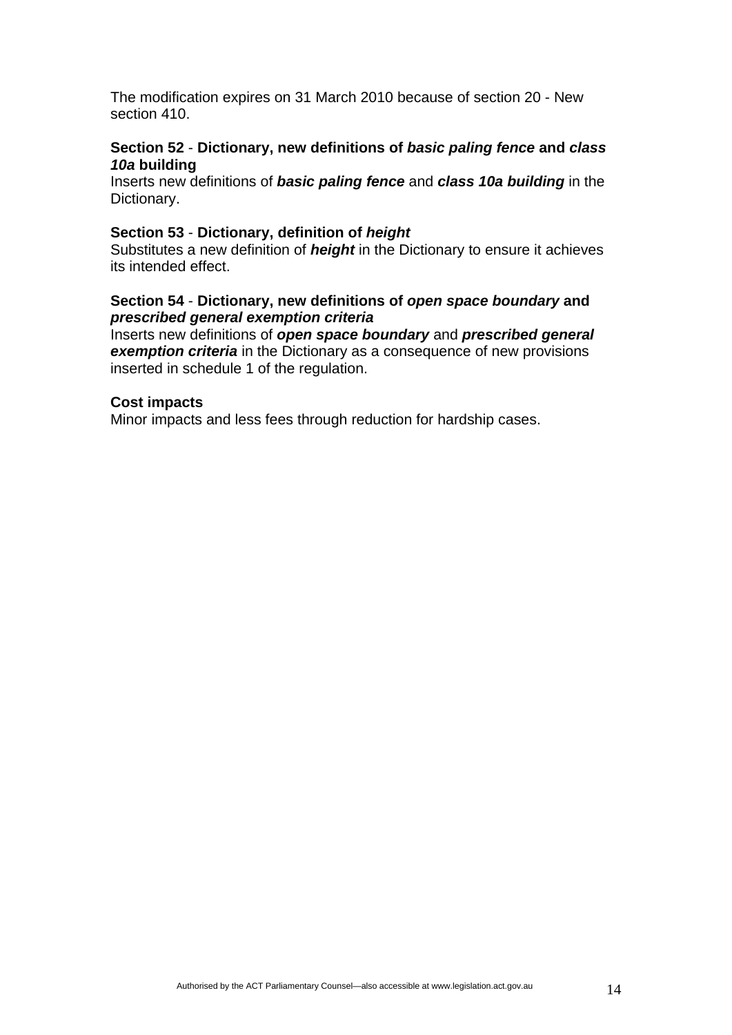The modification expires on 31 March 2010 because of section 20 - New section 410.

**Section 52** - **Dictionary, new definitions of *basic paling fence* and *class 10a* building**
Inserts new definitions of ***basic paling fence*** and ***class 10a building*** in the Dictionary.

**Section 53** - **Dictionary, definition of *height***
Substitutes a new definition of ***height*** in the Dictionary to ensure it achieves its intended effect.

**Section 54** - **Dictionary, new definitions of *open space boundary* and *prescribed general exemption criteria***
Inserts new definitions of ***open space boundary*** and ***prescribed general exemption criteria*** in the Dictionary as a consequence of new provisions inserted in schedule 1 of the regulation.

**Cost impacts**
Minor impacts and less fees through reduction for hardship cases.